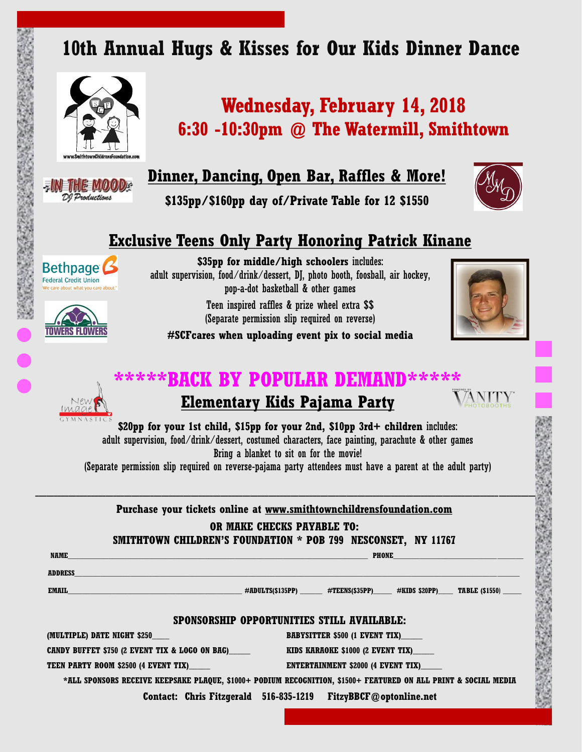# 10th Annual Hugs & Kisses for Our Kids Dinner Dance

## Wednesday, February 14, 2018
## 6:30 -10:30pm @ The Watermill, Smithtown

### Dinner, Dancing, Open Bar, Raffles & More!

**$135pp/$160pp day of/Private Table for 12 $1550**

### Exclusive Teens Only Party Honoring Patrick Kinane

**$35pp for middle/high schoolers** includes:
adult supervision, food/drink/dessert, DJ, photo booth, foosball, air hockey, pop-a-dot basketball & other games

Teen inspired raffles & prize wheel extra $$
(Separate permission slip required on reverse)

**#SCFcares when uploading event pix to social media**

## *****BACK BY POPULAR DEMAND*****

### Elementary Kids Pajama Party

**$20pp for your 1st child, $15pp for your 2nd, $10pp 3rd+ children** includes:
adult supervision, food/drink/dessert, costumed characters, face painting, parachute & other games
Bring a blanket to sit on for the movie!
(Separate permission slip required on reverse-pajama party attendees must have a parent at the adult party)

---

**Purchase your tickets online at www.smithtownchildrensfoundation.com**

**OR MAKE CHECKS PAYABLE TO:**
**SMITHTOWN CHILDREN'S FOUNDATION * POB 799 NESCONSET, NY 11767**

NAME__________________________________ PHONE__________________

ADDRESS__________________________________________________________

EMAIL____________________ #ADULTS($135PP) ______ #TEENS($35PP)______ #KIDS $20PP)____ TABLE ($1550) ______

### SPONSORSHIP OPPORTUNITIES STILL AVAILABLE:

(MULTIPLE) DATE NIGHT $250____
BABYSITTER $500 (1 EVENT TIX)_____
CANDY BUFFET $750 (2 EVENT TIX & LOGO ON BAG)_____
KIDS KARAOKE $1000 (2 EVENT TIX)_____
TEEN PARTY ROOM $2500 (4 EVENT TIX)_____
ENTERTAINMENT $2000 (4 EVENT TIX)_____

*ALL SPONSORS RECEIVE KEEPSAKE PLAQUE, $1000+ PODIUM RECOGNITION, $1500+ FEATURED ON ALL PRINT & SOCIAL MEDIA

**Contact: Chris Fitzgerald 516-835-1219 FitzyBBCF@optonline.net**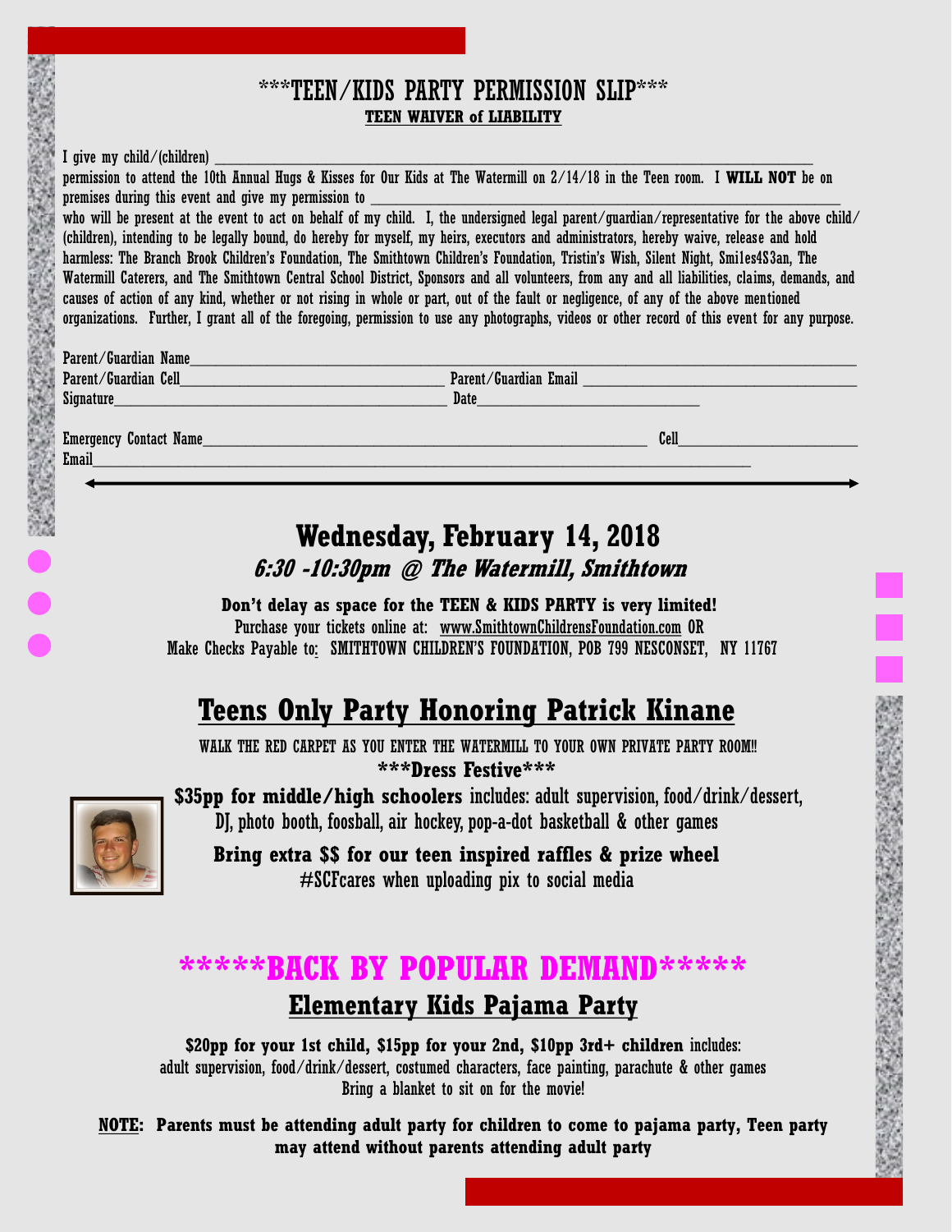## \*\*\*TEEN/KIDS PARTY PERMISSION SLIP\*\*\*

**TEEN WAIVER of LIABILITY**

I give my child/(children) ______________________________________________________________________________

permission to attend the 10th Annual Hugs & Kisses for Our Kids at The Watermill on 2/14/18 in the Teen room. I **WILL NOT** be on premises during this event and give my permission to ____________________________________________________________

who will be present at the event to act on behalf of my child. I, the undersigned legal parent/guardian/representative for the above child/(children), intending to be legally bound, do hereby for myself, my heirs, executors and administrators, hereby waive, release and hold harmless: The Branch Brook Children's Foundation, The Smithtown Children's Foundation, Tristin's Wish, Silent Night, Smiles4S3an, The Watermill Caterers, and The Smithtown Central School District, Sponsors and all volunteers, from any and all liabilities, claims, demands, and causes of action of any kind, whether or not rising in whole or part, out of the fault or negligence, of any of the above mentioned organizations. Further, I grant all of the foregoing, permission to use any photographs, videos or other record of this event for any purpose.

Parent/Guardian Name_______________________________________________________________________________

Parent/Guardian Cell______________________________ Parent/Guardian Email ______________________________

Signature_____________________________________ Date___________________________

Emergency Contact Name__________________________________________________ Cell______________________

Email_________________________________________________________________________

# Wednesday, February 14, 2018

***6:30 -10:30pm @ The Watermill, Smithtown***

**Don't delay as space for the TEEN & KIDS PARTY is very limited!**

Purchase your tickets online at: www.SmithtownChildrensFoundation.com OR

Make Checks Payable to: SMITHTOWN CHILDREN'S FOUNDATION, POB 799 NESCONSET, NY 11767

## Teens Only Party Honoring Patrick Kinane

WALK THE RED CARPET AS YOU ENTER THE WATERMILL TO YOUR OWN PRIVATE PARTY ROOM!!

**\*\*\*Dress Festive\*\*\***

**$35pp for middle/high schoolers** includes: adult supervision, food/drink/dessert, DJ, photo booth, foosball, air hockey, pop-a-dot basketball & other games

**Bring extra $$ for our teen inspired raffles & prize wheel**

#SCFcares when uploading pix to social media

## \*\*\*\*\*BACK BY POPULAR DEMAND\*\*\*\*\*

## Elementary Kids Pajama Party

**$20pp for your 1st child, $15pp for your 2nd, $10pp 3rd+ children** includes: adult supervision, food/drink/dessert, costumed characters, face painting, parachute & other games

Bring a blanket to sit on for the movie!

**NOTE: Parents must be attending adult party for children to come to pajama party, Teen party may attend without parents attending adult party**